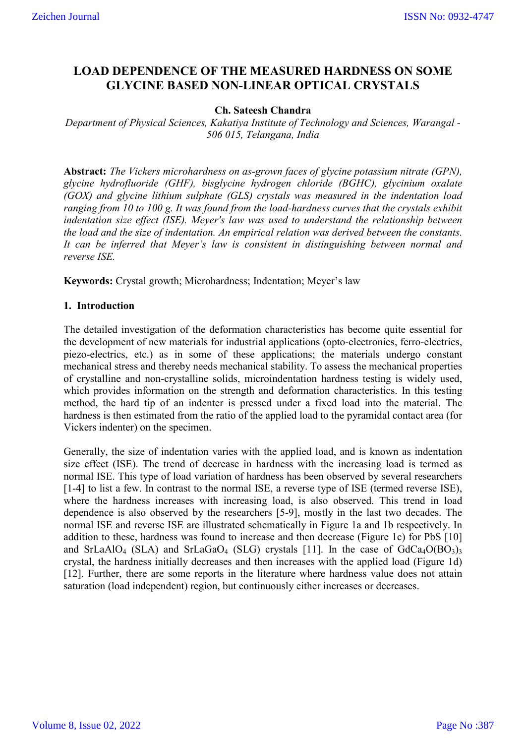# LOAD DEPENDENCE OF THE MEASURED HARDNESS ON SOME GLYCINE BASED NON-LINEAR OPTICAL CRYSTALS

**Ch. Sateesh Chandra**

*Department of Physical Sciences, Kakatiya Institute of Technology and Sciences, Warangal - 506 015, Telangana, India*

**Abstract:** *The Vickers microhardness on as-grown faces of glycine potassium nitrate (GPN), glycine hydrofluoride (GHF), bisglycine hydrogen chloride (BGHC), glycinium oxalate (GOX) and glycine lithium sulphate (GLS) crystals was measured in the indentation load ranging from 10 to 100 g. It was found from the load-hardness curves that the crystals exhibit indentation size effect (ISE). Meyer's law was used to understand the relationship between the load and the size of indentation. An empirical relation was derived between the constants. It can be inferred that Meyer's law is consistent in distinguishing between normal and reverse ISE.*

**Keywords:** Crystal growth; Microhardness; Indentation; Meyer's law

## 1. Introduction

The detailed investigation of the deformation characteristics has become quite essential for the development of new materials for industrial applications (opto-electronics, ferro-electrics, piezo-electrics, etc.) as in some of these applications; the materials undergo constant mechanical stress and thereby needs mechanical stability. To assess the mechanical properties of crystalline and non-crystalline solids, microindentation hardness testing is widely used, which provides information on the strength and deformation characteristics. In this testing method, the hard tip of an indenter is pressed under a fixed load into the material. The hardness is then estimated from the ratio of the applied load to the pyramidal contact area (for Vickers indenter) on the specimen.

Generally, the size of indentation varies with the applied load, and is known as indentation size effect (ISE). The trend of decrease in hardness with the increasing load is termed as normal ISE. This type of load variation of hardness has been observed by several researchers [1-4] to list a few. In contrast to the normal ISE, a reverse type of ISE (termed reverse ISE), where the hardness increases with increasing load, is also observed. This trend in load dependence is also observed by the researchers [5-9], mostly in the last two decades. The normal ISE and reverse ISE are illustrated schematically in Figure 1a and 1b respectively. In addition to these, hardness was found to increase and then decrease (Figure 1c) for PbS [10] and $SrLaAlO_4$ (SLA) and $SrLaGaO_4$ (SLG) crystals [11]. In the case of $GdCa_4O(BO_3)_3$ crystal, the hardness initially decreases and then increases with the applied load (Figure 1d) [12]. Further, there are some reports in the literature where hardness value does not attain saturation (load independent) region, but continuously either increases or decreases.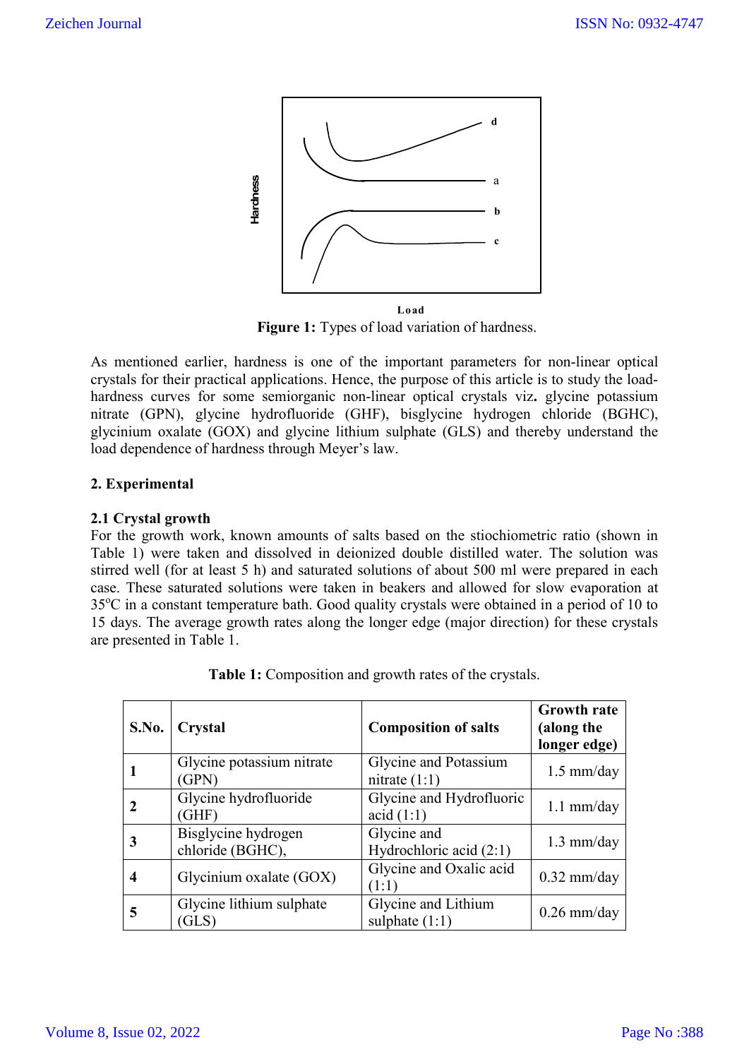Figure 1: Types of load variation of hardness.

As mentioned earlier, hardness is one of the important parameters for non-linear optical crystals for their practical applications. Hence, the purpose of this article is to study the load-hardness curves for some semiorganic non-linear optical crystals viz**.** glycine potassium nitrate (GPN), glycine hydrofluoride (GHF), bisglycine hydrogen chloride (BGHC), glycinium oxalate (GOX) and glycine lithium sulphate (GLS) and thereby understand the load dependence of hardness through Meyer's law.

## 2. Experimental

### 2.1 Crystal growth

For the growth work, known amounts of salts based on the stiochiometric ratio (shown in Table 1) were taken and dissolved in deionized double distilled water. The solution was stirred well (for at least 5 h) and saturated solutions of about 500 ml were prepared in each case. These saturated solutions were taken in beakers and allowed for slow evaporation at 35$^{o}$C in a constant temperature bath. Good quality crystals were obtained in a period of 10 to 15 days. The average growth rates along the longer edge (major direction) for these crystals are presented in Table 1.

**Table 1:** Composition and growth rates of the crystals.

| S.No. | Crystal | Composition of salts | Growth rate (along the longer edge) |
|---|---|---|---|
| **1** | Glycine potassium nitrate (GPN) | Glycine and Potassium nitrate (1:1) | 1.5 mm/day |
| **2** | Glycine hydrofluoride (GHF) | Glycine and Hydrofluoric acid (1:1) | 1.1 mm/day |
| **3** | Bisglycine hydrogen chloride (BGHC), | Glycine and Hydrochloric acid (2:1) | 1.3 mm/day |
| **4** | Glycinium oxalate (GOX) | Glycine and Oxalic acid (1:1) | 0.32 mm/day |
| **5** | Glycine lithium sulphate (GLS) | Glycine and Lithium sulphate (1:1) | 0.26 mm/day |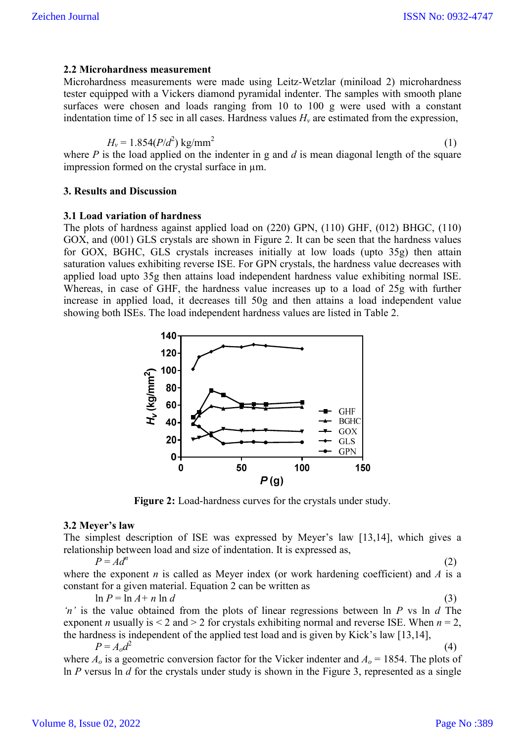### 2.2 Microhardness measurement

Microhardness measurements were made using Leitz-Wetzlar (miniload 2) microhardness tester equipped with a Vickers diamond pyramidal indenter. The samples with smooth plane surfaces were chosen and loads ranging from 10 to 100 g were used with a constant indentation time of 15 sec in all cases. Hardness values $H_v$ are estimated from the expression,

$$H_v = 1.854(P/d^2) \text{ kg/mm}^2 \quad (1)$$

where $P$ is the load applied on the indenter in g and $d$ is mean diagonal length of the square impression formed on the crystal surface in µm.

## 3. Results and Discussion

### 3.1 Load variation of hardness

The plots of hardness against applied load on (220) GPN, (110) GHF, (012) BHGC, (110) GOX, and (001) GLS crystals are shown in Figure 2. It can be seen that the hardness values for GOX, BGHC, GLS crystals increases initially at low loads (upto 35g) then attain saturation values exhibiting reverse ISE. For GPN crystals, the hardness value decreases with applied load upto 35g then attains load independent hardness value exhibiting normal ISE. Whereas, in case of GHF, the hardness value increases up to a load of 25g with further increase in applied load, it decreases till 50g and then attains a load independent value showing both ISEs. The load independent hardness values are listed in Table 2.

Figure 2: Load-hardness curves for the crystals under study.

### 3.2 Meyer's law

The simplest description of ISE was expressed by Meyer's law [13,14], which gives a relationship between load and size of indentation. It is expressed as,

$$P = Ad^n \quad (2)$$

where the exponent $n$ is called as Meyer index (or work hardening coefficient) and $A$ is a constant for a given material. Equation 2 can be written as

$$\ln P = \ln A + n \ln d \quad (3)$$

*'n'* is the value obtained from the plots of linear regressions between ln $P$ vs ln $d$ The exponent $n$ usually is < 2 and > 2 for crystals exhibiting normal and reverse ISE. When $n = 2$, the hardness is independent of the applied test load and is given by Kick's law [13,14],

$$P = A_o d^2 \quad (4)$$

where $A_o$ is a geometric conversion factor for the Vicker indenter and $A_o = 1854$. The plots of ln $P$ versus ln $d$ for the crystals under study is shown in the Figure 3, represented as a single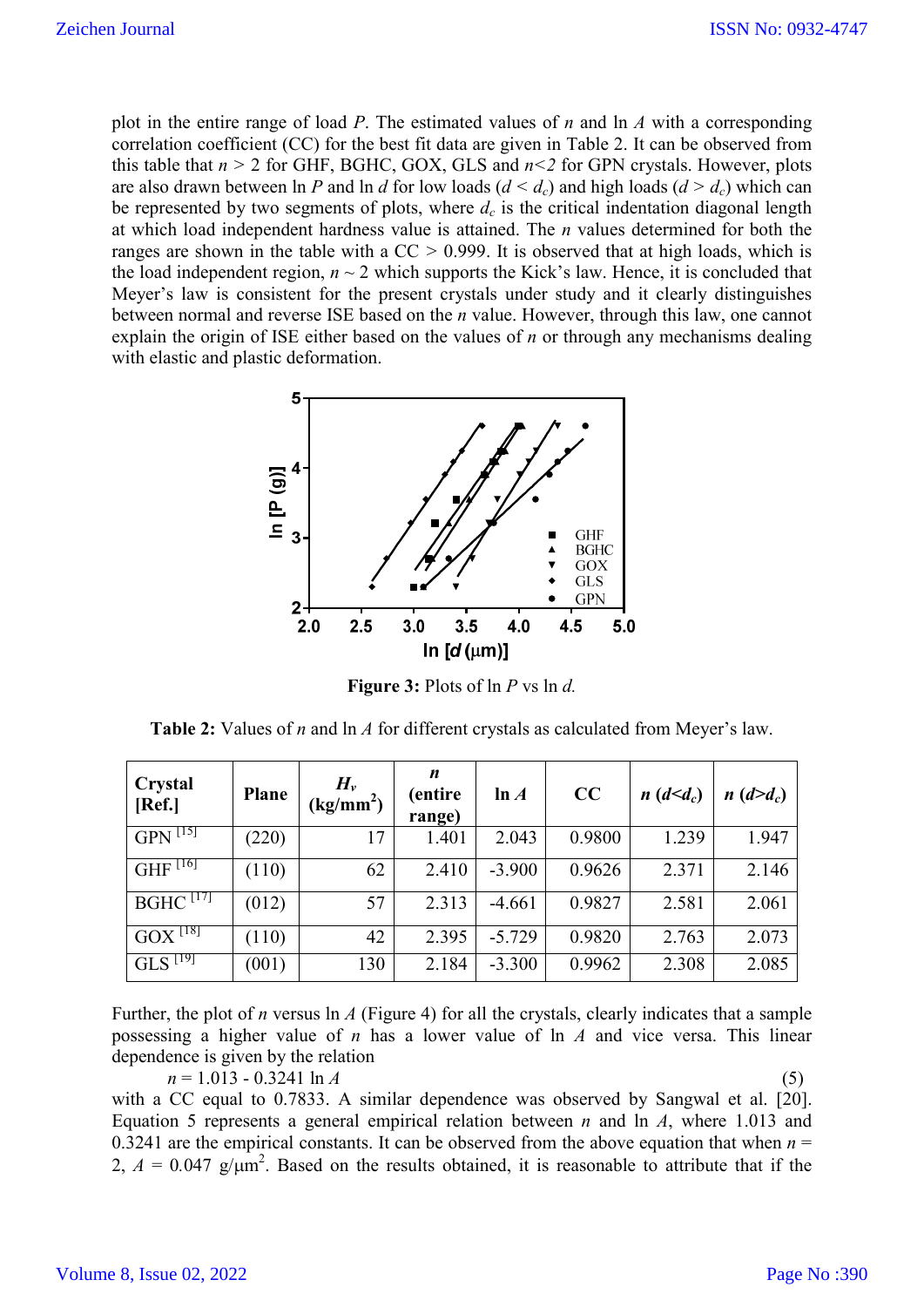plot in the entire range of load $P$. The estimated values of $n$ and $\ln A$ with a corresponding correlation coefficient (CC) for the best fit data are given in Table 2. It can be observed from this table that $n > 2$ for GHF, BGHC, GOX, GLS and $n<2$ for GPN crystals. However, plots are also drawn between $\ln P$ and $\ln d$ for low loads ($d < d_c$) and high loads ($d > d_c$) which can be represented by two segments of plots, where $d_c$ is the critical indentation diagonal length at which load independent hardness value is attained. The $n$ values determined for both the ranges are shown in the table with a CC > 0.999. It is observed that at high loads, which is the load independent region, $n \sim 2$ which supports the Kick's law. Hence, it is concluded that Meyer's law is consistent for the present crystals under study and it clearly distinguishes between normal and reverse ISE based on the $n$ value. However, through this law, one cannot explain the origin of ISE either based on the values of $n$ or through any mechanisms dealing with elastic and plastic deformation.

**Figure 3:** Plots of ln $P$ vs ln $d$.

**Table 2:** Values of $n$ and ln $A$ for different crystals as calculated from Meyer's law.

| Crystal [Ref.] | Plane | $H_v$ (kg/mm$^2$) | $n$ (entire range) | ln $A$ | CC | $n$ ($d<d_c$) | $n$ ($d>d_c$) |
|---|---|---|---|---|---|---|---|
| GPN [15] | (220) | 17 | 1.401 | 2.043 | 0.9800 | 1.239 | 1.947 |
| GHF [16] | (110) | 62 | 2.410 | -3.900 | 0.9626 | 2.371 | 2.146 |
| BGHC [17] | (012) | 57 | 2.313 | -4.661 | 0.9827 | 2.581 | 2.061 |
| GOX [18] | (110) | 42 | 2.395 | -5.729 | 0.9820 | 2.763 | 2.073 |
| GLS [19] | (001) | 130 | 2.184 | -3.300 | 0.9962 | 2.308 | 2.085 |

Further, the plot of $n$ versus ln $A$ (Figure 4) for all the crystals, clearly indicates that a sample possessing a higher value of $n$ has a lower value of ln $A$ and vice versa. This linear dependence is given by the relation

$$n = 1.013 - 0.3241 \ln A \tag{5}$$

with a CC equal to 0.7833. A similar dependence was observed by Sangwal et al. [20]. Equation 5 represents a general empirical relation between $n$ and ln $A$, where 1.013 and 0.3241 are the empirical constants. It can be observed from the above equation that when $n$ = 2, $A$ = 0.047 g/μm$^2$. Based on the results obtained, it is reasonable to attribute that if the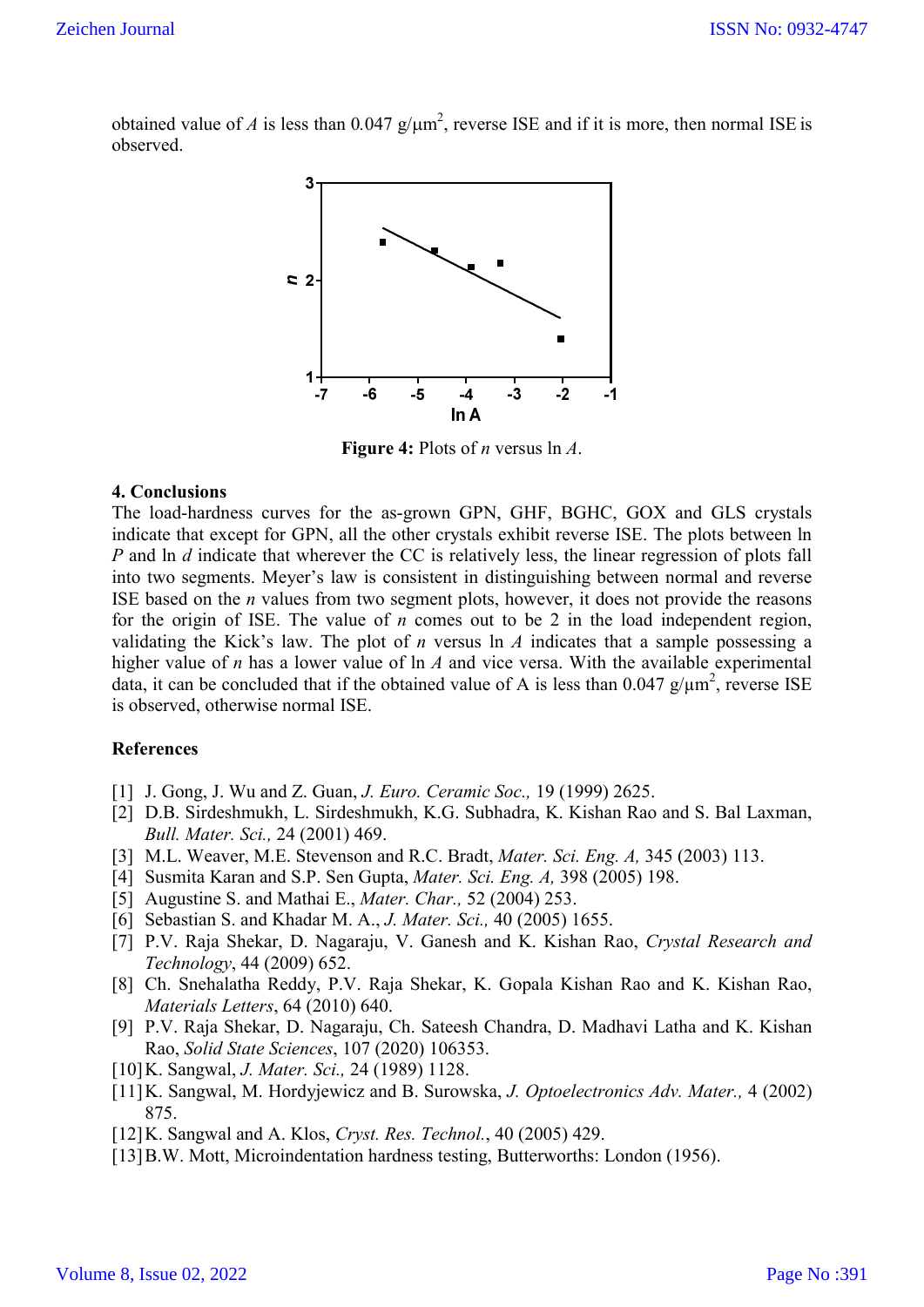obtained value of $A$ is less than 0.047 g/μm$^2$, reverse ISE and if it is more, then normal ISE is observed.

**Figure 4:** Plots of $n$ versus ln $A$.

## 4. Conclusions

The load-hardness curves for the as-grown GPN, GHF, BGHC, GOX and GLS crystals indicate that except for GPN, all the other crystals exhibit reverse ISE. The plots between ln $P$ and ln $d$ indicate that wherever the CC is relatively less, the linear regression of plots fall into two segments. Meyer's law is consistent in distinguishing between normal and reverse ISE based on the $n$ values from two segment plots, however, it does not provide the reasons for the origin of ISE. The value of $n$ comes out to be 2 in the load independent region, validating the Kick's law. The plot of $n$ versus ln $A$ indicates that a sample possessing a higher value of $n$ has a lower value of ln $A$ and vice versa. With the available experimental data, it can be concluded that if the obtained value of A is less than 0.047 g/μm$^2$, reverse ISE is observed, otherwise normal ISE.

## References

[1] J. Gong, J. Wu and Z. Guan, *J. Euro. Ceramic Soc.,* 19 (1999) 2625.

[2] D.B. Sirdeshmukh, L. Sirdeshmukh, K.G. Subhadra, K. Kishan Rao and S. Bal Laxman, *Bull. Mater. Sci.,* 24 (2001) 469.

[3] M.L. Weaver, M.E. Stevenson and R.C. Bradt, *Mater. Sci. Eng. A,* 345 (2003) 113.

[4] Susmita Karan and S.P. Sen Gupta, *Mater. Sci. Eng. A,* 398 (2005) 198.

[5] Augustine S. and Mathai E., *Mater. Char.,* 52 (2004) 253.

[6] Sebastian S. and Khadar M. A., *J. Mater. Sci.,* 40 (2005) 1655.

[7] P.V. Raja Shekar, D. Nagaraju, V. Ganesh and K. Kishan Rao, *Crystal Research and Technology*, 44 (2009) 652.

[8] Ch. Snehalatha Reddy, P.V. Raja Shekar, K. Gopala Kishan Rao and K. Kishan Rao, *Materials Letters*, 64 (2010) 640.

[9] P.V. Raja Shekar, D. Nagaraju, Ch. Sateesh Chandra, D. Madhavi Latha and K. Kishan Rao, *Solid State Sciences*, 107 (2020) 106353.

[10] K. Sangwal, *J. Mater. Sci.,* 24 (1989) 1128.

[11] K. Sangwal, M. Hordyjewicz and B. Surowska, *J. Optoelectronics Adv. Mater.,* 4 (2002) 875.

[12] K. Sangwal and A. Klos, *Cryst. Res. Technol.*, 40 (2005) 429.

[13] B.W. Mott, Microindentation hardness testing, Butterworths: London (1956).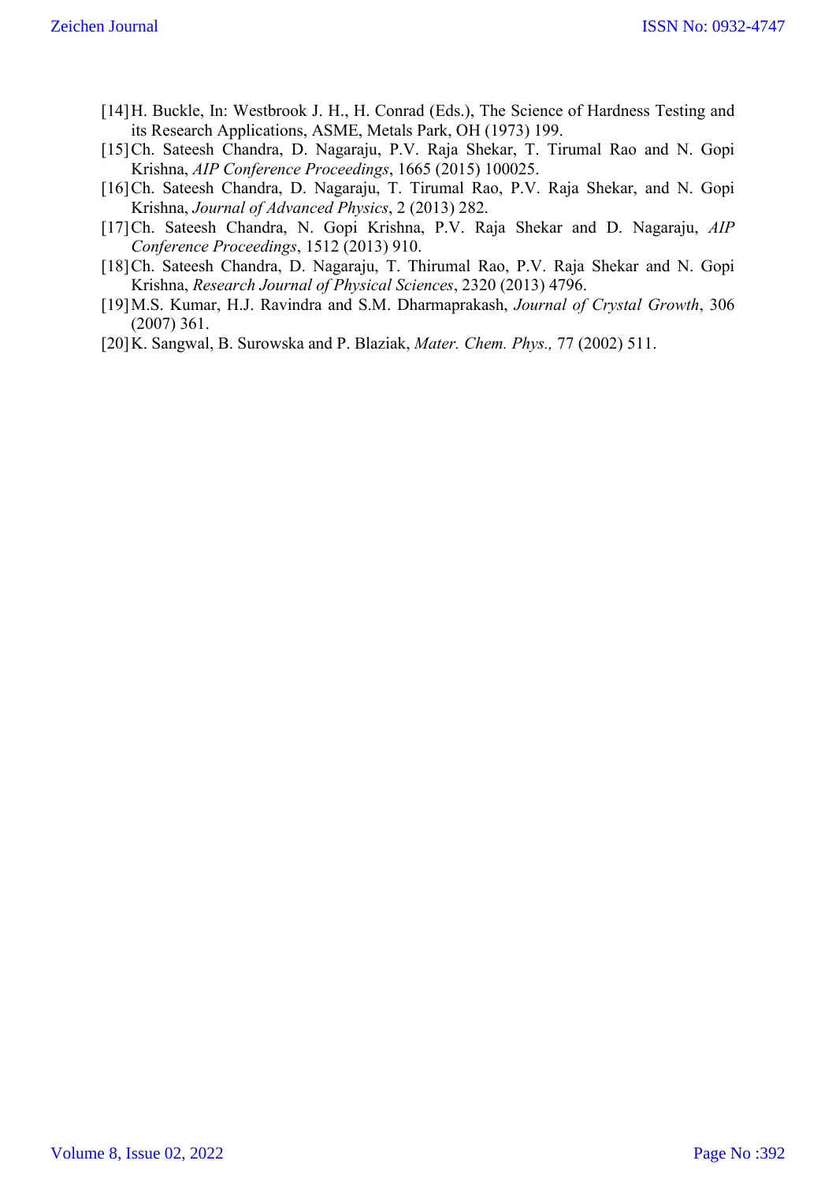[14] H. Buckle, In: Westbrook J. H., H. Conrad (Eds.), The Science of Hardness Testing and its Research Applications, ASME, Metals Park, OH (1973) 199.

[15] Ch. Sateesh Chandra, D. Nagaraju, P.V. Raja Shekar, T. Tirumal Rao and N. Gopi Krishna, *AIP Conference Proceedings*, 1665 (2015) 100025.

[16] Ch. Sateesh Chandra, D. Nagaraju, T. Tirumal Rao, P.V. Raja Shekar, and N. Gopi Krishna, *Journal of Advanced Physics*, 2 (2013) 282.

[17] Ch. Sateesh Chandra, N. Gopi Krishna, P.V. Raja Shekar and D. Nagaraju, *AIP Conference Proceedings*, 1512 (2013) 910.

[18] Ch. Sateesh Chandra, D. Nagaraju, T. Thirumal Rao, P.V. Raja Shekar and N. Gopi Krishna, *Research Journal of Physical Sciences*, 2320 (2013) 4796.

[19] M.S. Kumar, H.J. Ravindra and S.M. Dharmaprakash, *Journal of Crystal Growth*, 306 (2007) 361.

[20] K. Sangwal, B. Surowska and P. Blaziak, *Mater. Chem. Phys.,* 77 (2002) 511.